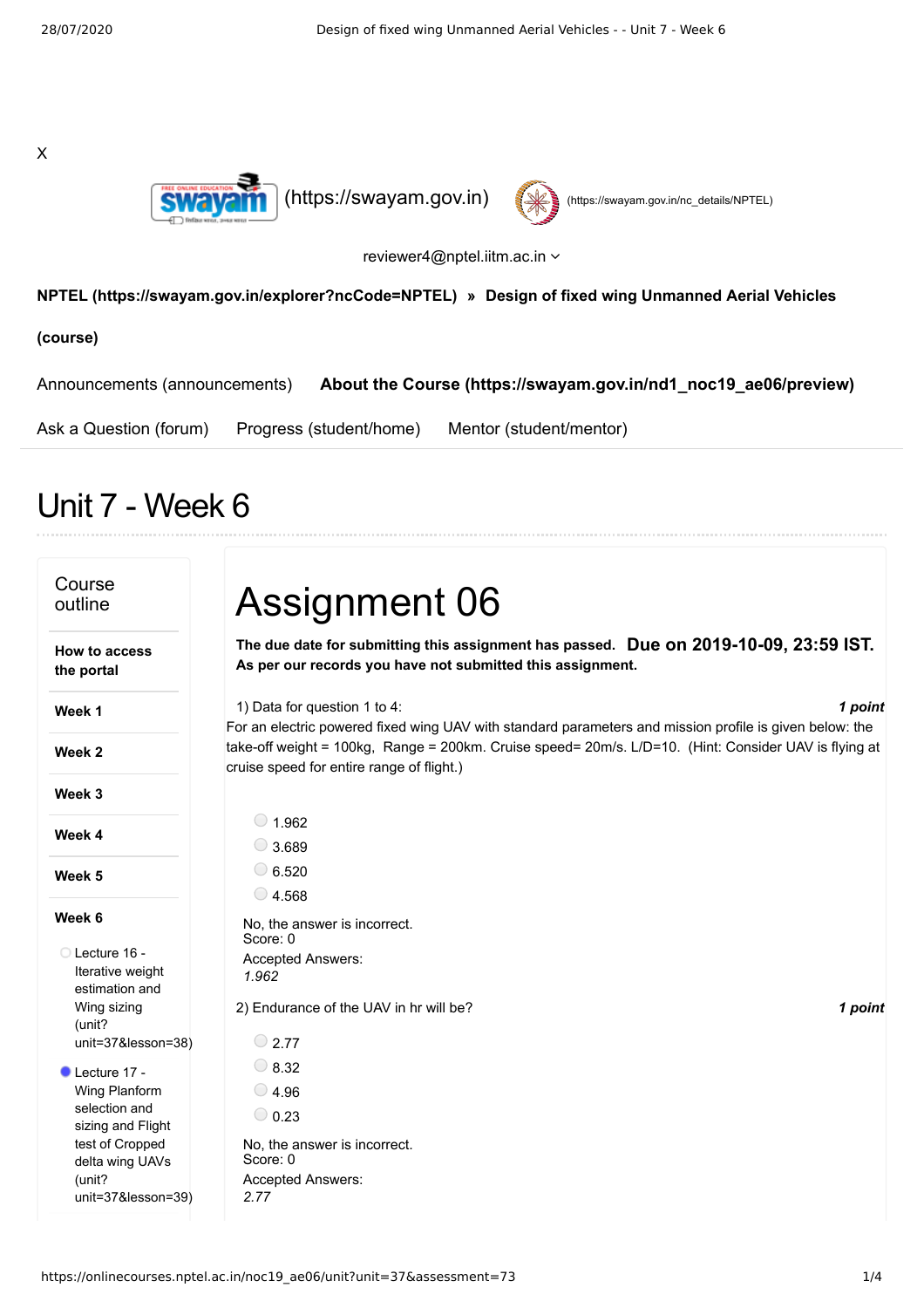X

(https://swayam.gov.in) (https://swayam.gov.in/nc_details/NPTEL)

reviewer4@nptel.iitm.ac.in

**NPTEL (https://swayam.gov.in/explorer?ncCode=NPTEL) » Design of fixed wing Unmanned Aerial Vehicles (course)**

Announcements (announcements) **About the Course (https://swayam.gov.in/nd1_noc19_ae06/preview)**

Ask a Question (forum) Progress (student/home) Mentor (student/mentor)

# Unit 7 - Week 6

## Course outline

**How to access the portal**

**Week 1**

**Week 2**

**Week 3**

**Week 4**

**Week 5**

**Week 6**

- Lecture 16 - Iterative weight estimation and Wing sizing (unit?unit=37&lesson=38)
- Lecture 17 - Wing Planform selection and sizing and Flight test of Cropped delta wing UAVs (unit?unit=37&lesson=39)

# Assignment 06

**The due date for submitting this assignment has passed.** **Due on 2019-10-09, 23:59 IST.**
**As per our records you have not submitted this assignment.**

1) Data for question 1 to 4: ***1 point***

For an electric powered fixed wing UAV with standard parameters and mission profile is given below: the take-off weight = 100kg, Range = 200km. Cruise speed= 20m/s. L/D=10. (Hint: Consider UAV is flying at cruise speed for entire range of flight.)

- 1.962
- 3.689
- 6.520
- 4.568

No, the answer is incorrect.
Score: 0

Accepted Answers:
*1.962*

2) Endurance of the UAV in hr will be? ***1 point***

- 2.77
- 8.32
- 4.96
- 0.23

No, the answer is incorrect.
Score: 0

Accepted Answers:
*2.77*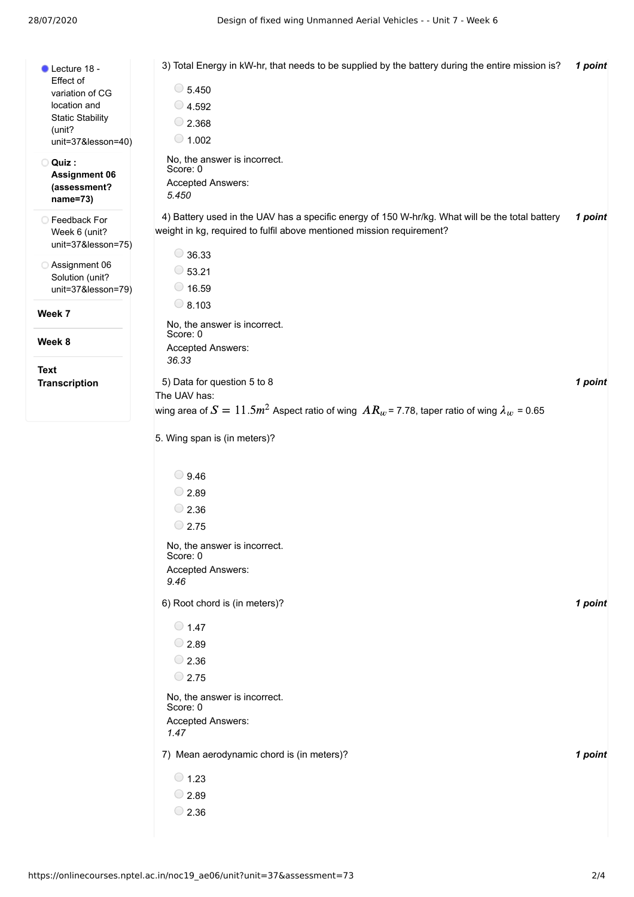- Lecture 18 - Effect of variation of CG location and Static Stability (unit?unit=37&lesson=40)
- **Quiz : Assignment 06 (assessment?name=73)**
- Feedback For Week 6 (unit?unit=37&lesson=75)
- Assignment 06 Solution (unit?unit=37&lesson=79)

**Week 7**

**Week 8**

**Text Transcription**

3) Total Energy in kW-hr, that needs to be supplied by the battery during the entire mission is? ***1 point***

- 5.450
- 4.592
- 2.368
- 1.002

No, the answer is incorrect.
Score: 0
Accepted Answers:
*5.450*

4) Battery used in the UAV has a specific energy of 150 W-hr/kg. What will be the total battery weight in kg, required to fulfil above mentioned mission requirement? ***1 point***

- 36.33
- 53.21
- 16.59
- 8.103

No, the answer is incorrect.
Score: 0
Accepted Answers:
*36.33*

5) Data for question 5 to 8 ***1 point***

The UAV has:
wing area of $S = 11.5m^2$ Aspect ratio of wing $AR_w$ = 7.78, taper ratio of wing $\lambda_w$ = 0.65

5. Wing span is (in meters)?

- 9.46
- 2.89
- 2.36
- 2.75

No, the answer is incorrect.
Score: 0
Accepted Answers:
*9.46*

6) Root chord is (in meters)? ***1 point***

- 1.47
- 2.89
- 2.36
- 2.75

No, the answer is incorrect.
Score: 0
Accepted Answers:
*1.47*

7) Mean aerodynamic chord is (in meters)? ***1 point***

- 1.23
- 2.89
- 2.36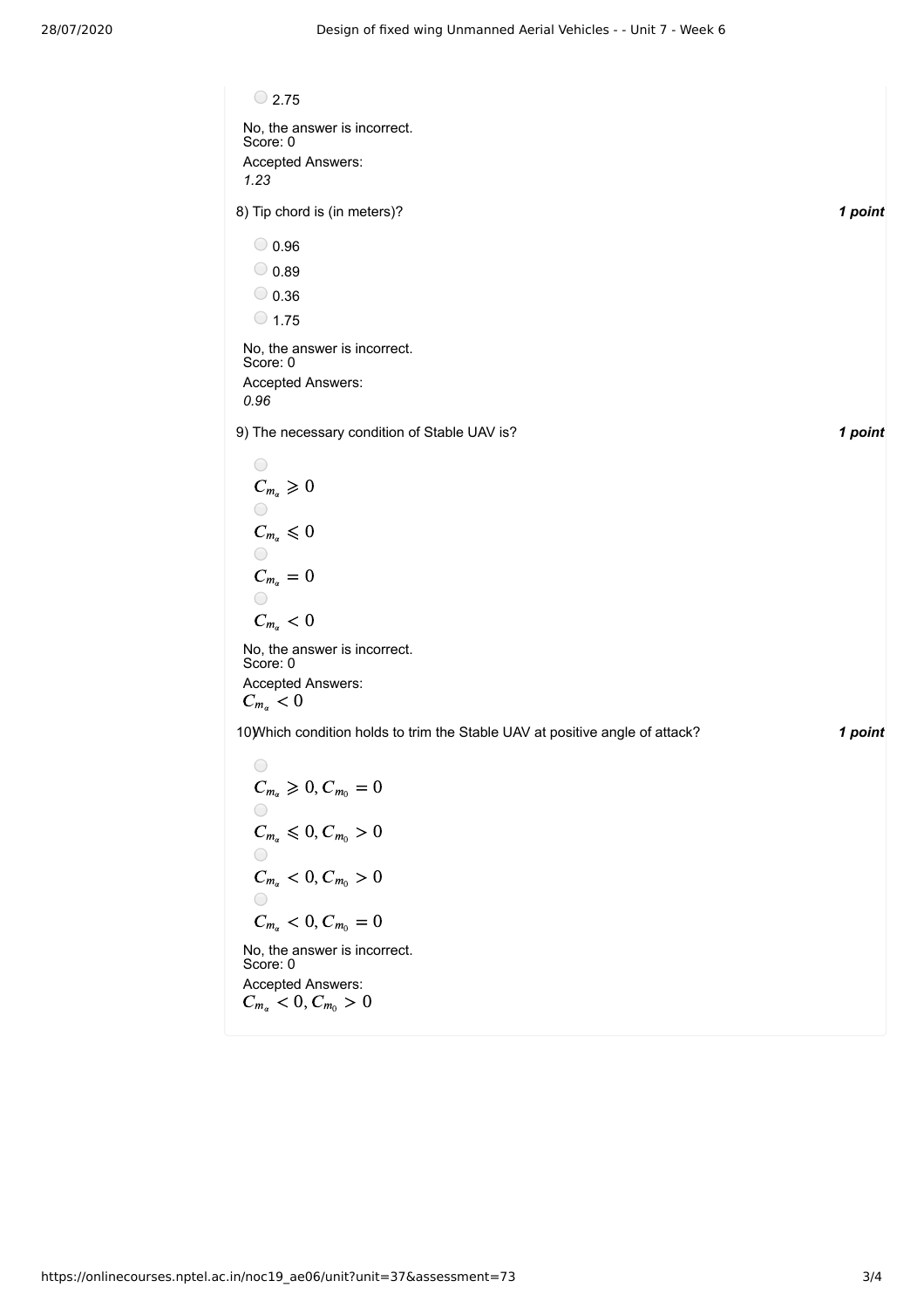- 2.75

No, the answer is incorrect.
Score: 0

Accepted Answers:
*1.23*

8) Tip chord is (in meters)? ***1 point***

- 0.96
- 0.89
- 0.36
- 1.75

No, the answer is incorrect.
Score: 0

Accepted Answers:
*0.96*

9) The necessary condition of Stable UAV is? ***1 point***

- $C_{m_\alpha} \geqslant 0$
- $C_{m_\alpha} \leqslant 0$
- $C_{m_\alpha} = 0$
- $C_{m_\alpha} < 0$

No, the answer is incorrect.
Score: 0

Accepted Answers:
$C_{m_\alpha} < 0$

10) Which condition holds to trim the Stable UAV at positive angle of attack? ***1 point***

- $C_{m_\alpha} \geqslant 0, C_{m_0} = 0$
- $C_{m_\alpha} \leqslant 0, C_{m_0} > 0$
- $C_{m_\alpha} < 0, C_{m_0} > 0$
- $C_{m_\alpha} < 0, C_{m_0} = 0$

No, the answer is incorrect.
Score: 0

Accepted Answers:
$C_{m_\alpha} < 0, C_{m_0} > 0$